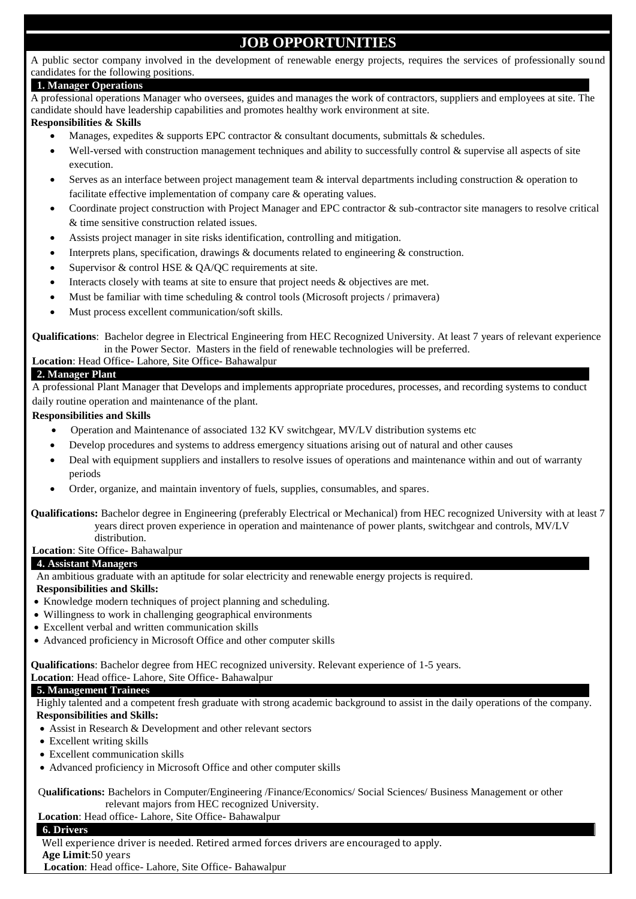# JOB OPPORTUNITIES

A public sector company involved in the development of renewable energy projects, requires the services of professionally sound candidates for the following positions.

## 1. Manager Operations

A professional operations Manager who oversees, guides and manages the work of contractors, suppliers and employees at site. The candidate should have leadership capabilities and promotes healthy work environment at site.

**Responsibilities & Skills**

- Manages, expedites & supports EPC contractor & consultant documents, submittals & schedules.
- Well-versed with construction management techniques and ability to successfully control & supervise all aspects of site execution.
- Serves as an interface between project management team & interval departments including construction & operation to facilitate effective implementation of company care & operating values.
- Coordinate project construction with Project Manager and EPC contractor & sub-contractor site managers to resolve critical & time sensitive construction related issues.
- Assists project manager in site risks identification, controlling and mitigation.
- Interprets plans, specification, drawings & documents related to engineering & construction.
- Supervisor & control HSE & QA/QC requirements at site.
- Interacts closely with teams at site to ensure that project needs & objectives are met.
- Must be familiar with time scheduling & control tools (Microsoft projects / primavera)
- Must process excellent communication/soft skills.

**Qualifications**: Bachelor degree in Electrical Engineering from HEC Recognized University. At least 7 years of relevant experience in the Power Sector. Masters in the field of renewable technologies will be preferred.

**Location**: Head Office- Lahore, Site Office- Bahawalpur

## 2. Manager Plant

A professional Plant Manager that Develops and implements appropriate procedures, processes, and recording systems to conduct daily routine operation and maintenance of the plant.

**Responsibilities and Skills**

- Operation and Maintenance of associated 132 KV switchgear, MV/LV distribution systems etc
- Develop procedures and systems to address emergency situations arising out of natural and other causes
- Deal with equipment suppliers and installers to resolve issues of operations and maintenance within and out of warranty periods
- Order, organize, and maintain inventory of fuels, supplies, consumables, and spares.

**Qualifications:** Bachelor degree in Engineering (preferably Electrical or Mechanical) from HEC recognized University with at least 7 years direct proven experience in operation and maintenance of power plants, switchgear and controls, MV/LV distribution.

**Location**: Site Office- Bahawalpur

## 4. Assistant Managers

An ambitious graduate with an aptitude for solar electricity and renewable energy projects is required.

**Responsibilities and Skills:**

- Knowledge modern techniques of project planning and scheduling.
- Willingness to work in challenging geographical environments
- Excellent verbal and written communication skills
- Advanced proficiency in Microsoft Office and other computer skills

**Qualifications**: Bachelor degree from HEC recognized university. Relevant experience of 1-5 years.

**Location**: Head office- Lahore, Site Office- Bahawalpur

## 5. Management Trainees

Highly talented and a competent fresh graduate with strong academic background to assist in the daily operations of the company.

**Responsibilities and Skills:**

- Assist in Research & Development and other relevant sectors
- Excellent writing skills
- Excellent communication skills
- Advanced proficiency in Microsoft Office and other computer skills

**Qualifications:** Bachelors in Computer/Engineering /Finance/Economics/ Social Sciences/ Business Management or other relevant majors from HEC recognized University.

**Location**: Head office- Lahore, Site Office- Bahawalpur

## 6. Drivers

Well experience driver is needed. Retired armed forces drivers are encouraged to apply.

**Age Limit**:50 years

**Location**: Head office- Lahore, Site Office- Bahawalpur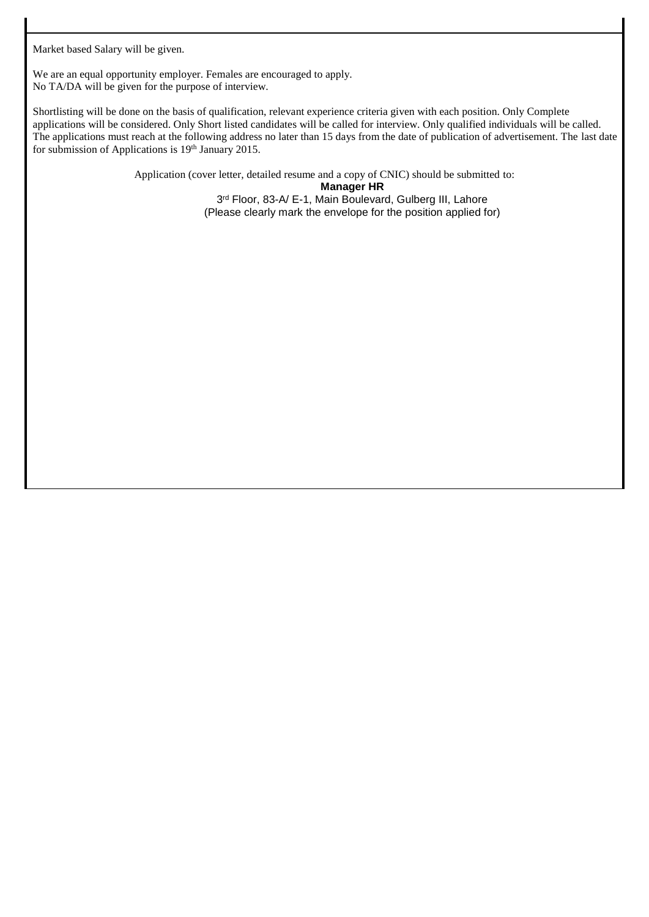Market based Salary will be given.

We are an equal opportunity employer. Females are encouraged to apply.
No TA/DA will be given for the purpose of interview.

Shortlisting will be done on the basis of qualification, relevant experience criteria given with each position. Only Complete applications will be considered. Only Short listed candidates will be called for interview. Only qualified individuals will be called. The applications must reach at the following address no later than 15 days from the date of publication of advertisement. The last date for submission of Applications is 19th January 2015.

Application (cover letter, detailed resume and a copy of CNIC) should be submitted to:

**Manager HR**

3rd Floor, 83-A/ E-1, Main Boulevard, Gulberg III, Lahore

(Please clearly mark the envelope for the position applied for)